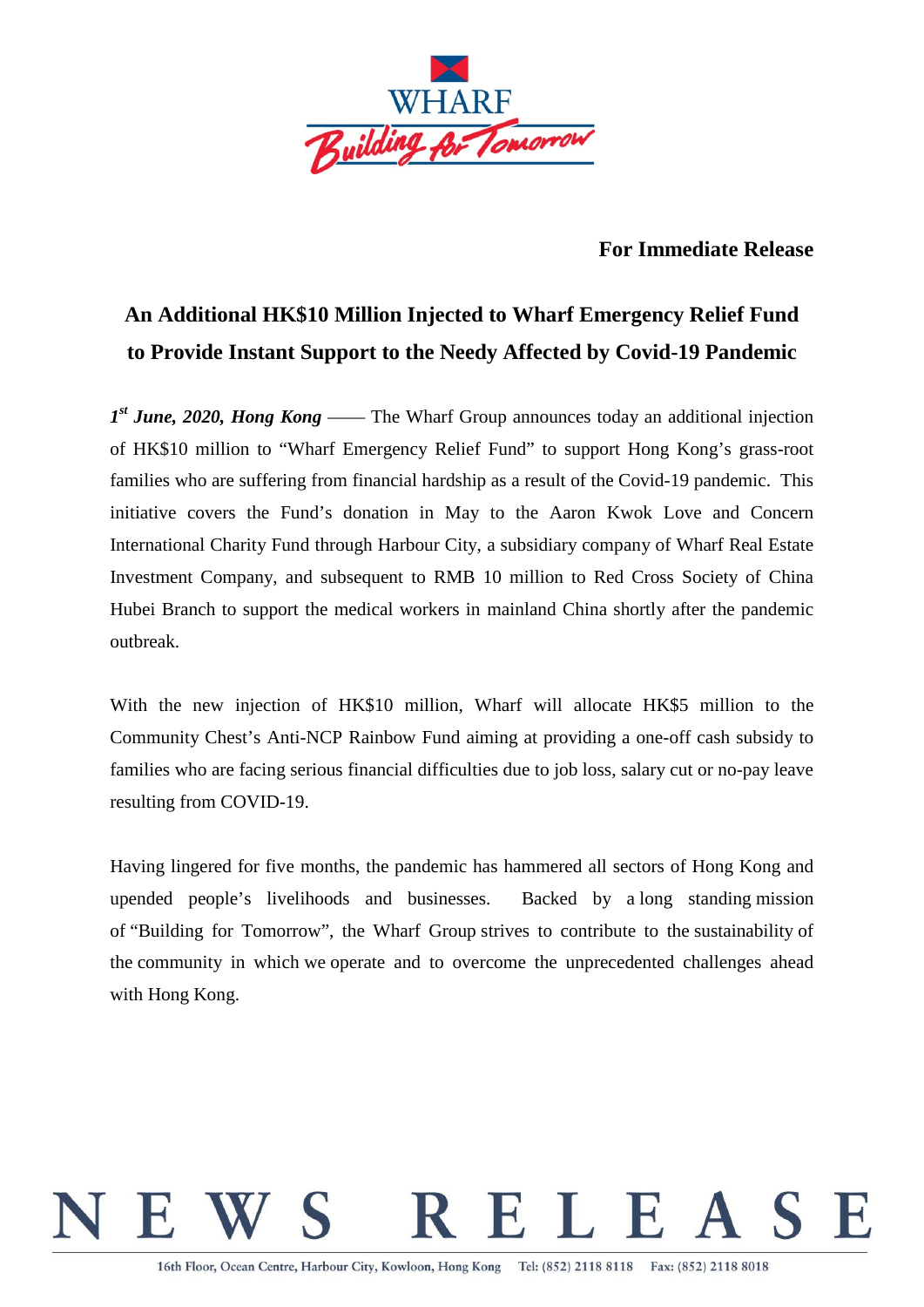**For Immediate Release**

# An Additional HK$10 Million Injected to Wharf Emergency Relief Fund to Provide Instant Support to the Needy Affected by Covid-19 Pandemic

***1st June, 2020, Hong Kong*** —— The Wharf Group announces today an additional injection of HK$10 million to "Wharf Emergency Relief Fund" to support Hong Kong's grass-root families who are suffering from financial hardship as a result of the Covid-19 pandemic. This initiative covers the Fund's donation in May to the Aaron Kwok Love and Concern International Charity Fund through Harbour City, a subsidiary company of Wharf Real Estate Investment Company, and subsequent to RMB 10 million to Red Cross Society of China Hubei Branch to support the medical workers in mainland China shortly after the pandemic outbreak.

With the new injection of HK$10 million, Wharf will allocate HK$5 million to the Community Chest's Anti-NCP Rainbow Fund aiming at providing a one-off cash subsidy to families who are facing serious financial difficulties due to job loss, salary cut or no-pay leave resulting from COVID-19.

Having lingered for five months, the pandemic has hammered all sectors of Hong Kong and upended people's livelihoods and businesses. Backed by a long standing mission of "Building for Tomorrow", the Wharf Group strives to contribute to the sustainability of the community in which we operate and to overcome the unprecedented challenges ahead with Hong Kong.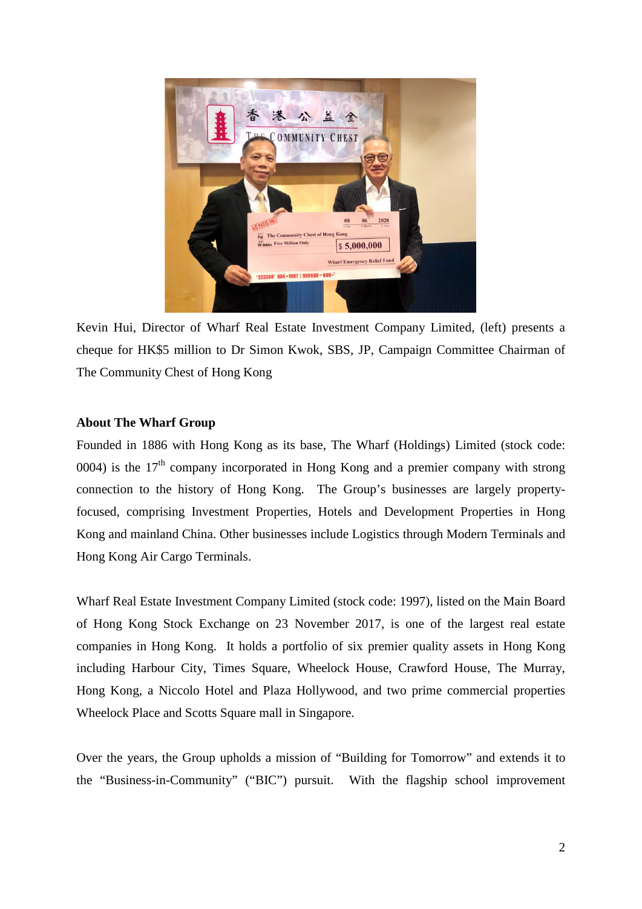Kevin Hui, Director of Wharf Real Estate Investment Company Limited, (left) presents a cheque for HK$5 million to Dr Simon Kwok, SBS, JP, Campaign Committee Chairman of The Community Chest of Hong Kong

**About The Wharf Group**

Founded in 1886 with Hong Kong as its base, The Wharf (Holdings) Limited (stock code: 0004) is the 17th company incorporated in Hong Kong and a premier company with strong connection to the history of Hong Kong. The Group's businesses are largely property-focused, comprising Investment Properties, Hotels and Development Properties in Hong Kong and mainland China. Other businesses include Logistics through Modern Terminals and Hong Kong Air Cargo Terminals.

Wharf Real Estate Investment Company Limited (stock code: 1997), listed on the Main Board of Hong Kong Stock Exchange on 23 November 2017, is one of the largest real estate companies in Hong Kong. It holds a portfolio of six premier quality assets in Hong Kong including Harbour City, Times Square, Wheelock House, Crawford House, The Murray, Hong Kong, a Niccolo Hotel and Plaza Hollywood, and two prime commercial properties Wheelock Place and Scotts Square mall in Singapore.

Over the years, the Group upholds a mission of "Building for Tomorrow" and extends it to the "Business-in-Community" ("BIC") pursuit. With the flagship school improvement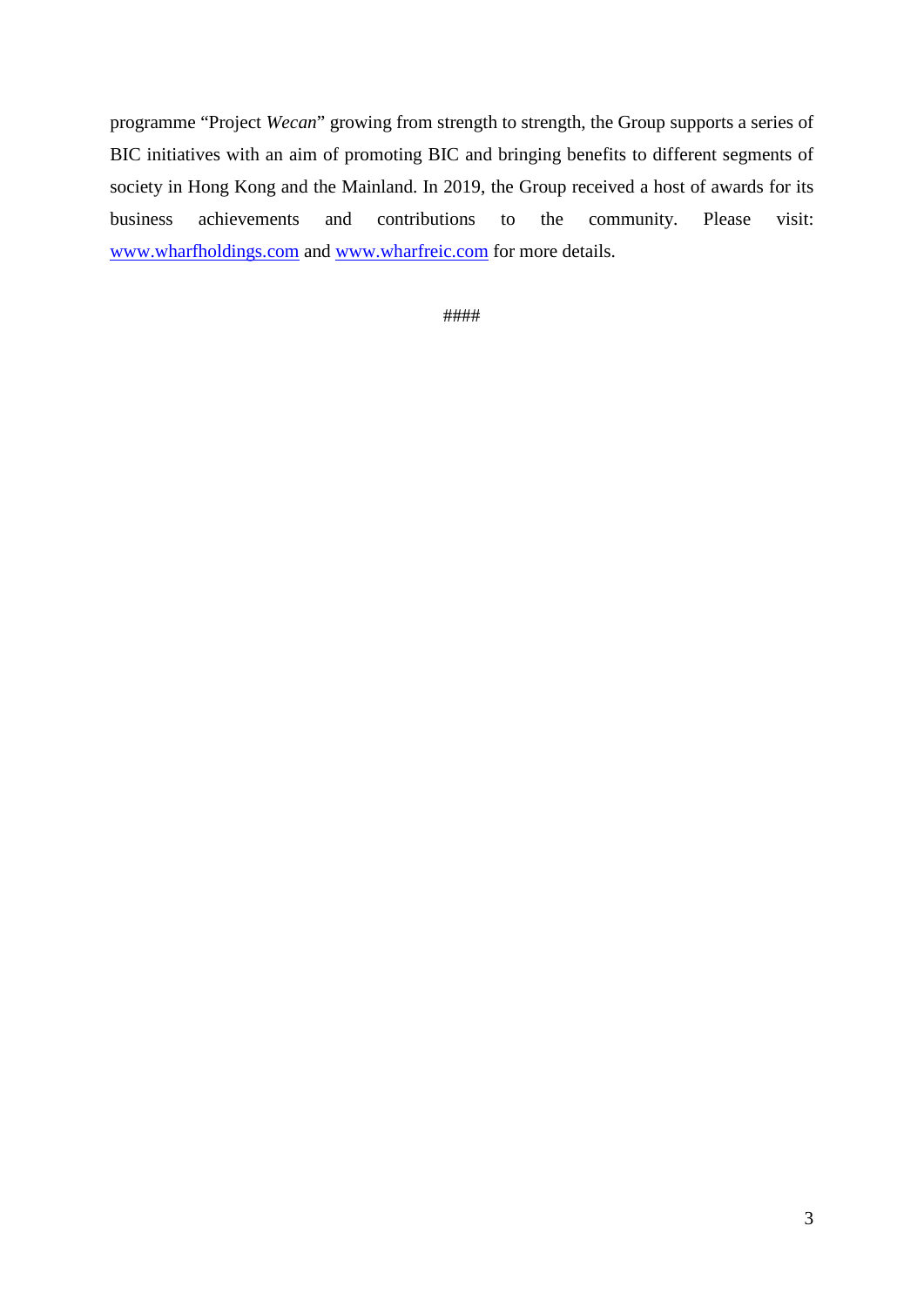programme "Project *Wecan*" growing from strength to strength, the Group supports a series of BIC initiatives with an aim of promoting BIC and bringing benefits to different segments of society in Hong Kong and the Mainland. In 2019, the Group received a host of awards for its business achievements and contributions to the community. Please visit: www.wharfholdings.com and www.wharfreic.com for more details.

####